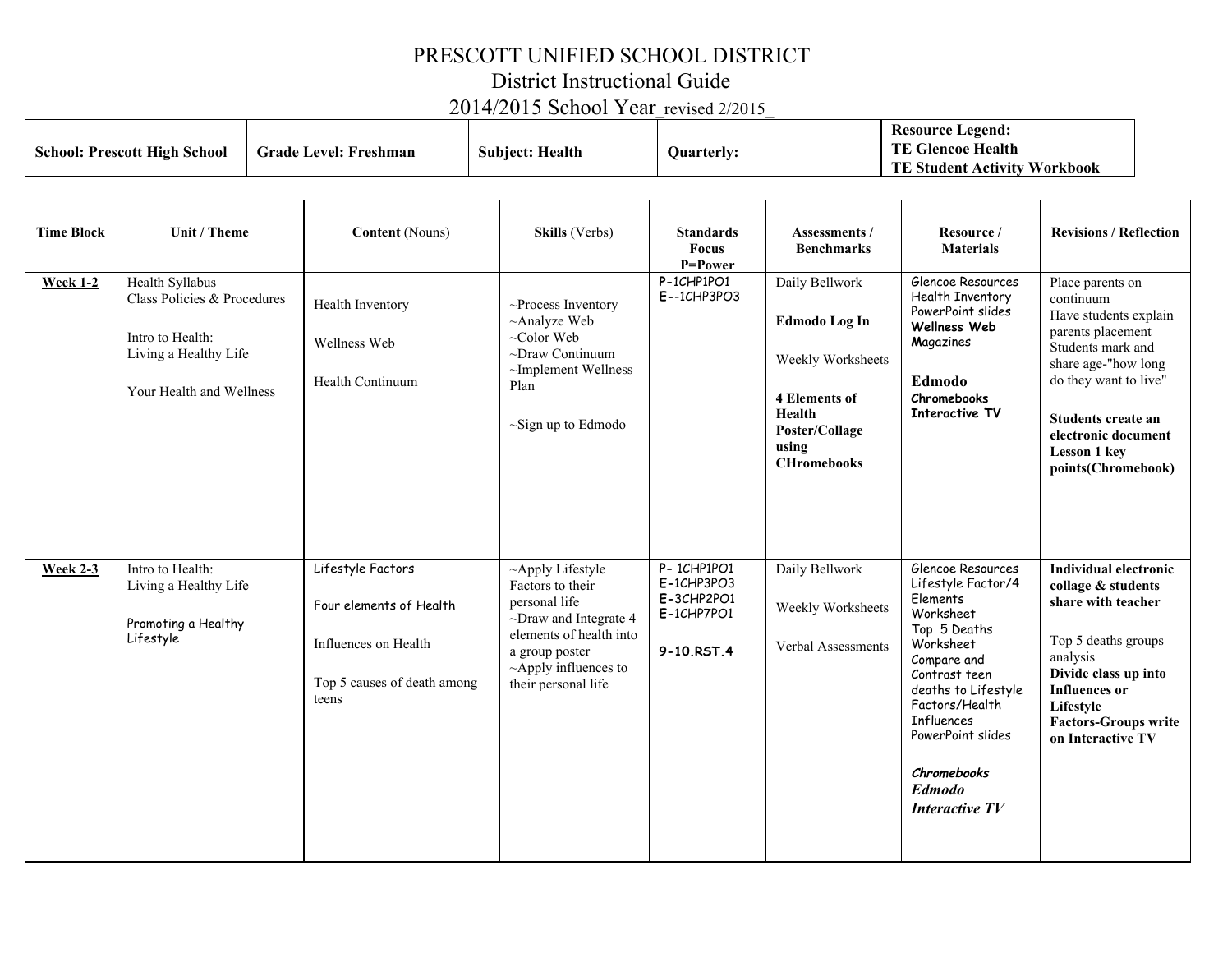# PRESCOTT UNIFIED SCHOOL DISTRICT

## District Instructional Guide

## 2014/2015 School Year_revised 2/2015_

| School: Prescott High School | Grade Level: Freshman | Subject: Health | Quarterly: | Resource Legend: TE Glencoe Health TE Student Activity Workbook |
|---|---|---|---|---|

| Time Block | Unit / Theme | Content (Nouns) | Skills (Verbs) | Standards Focus P=Power | Assessments / Benchmarks | Resource / Materials | Revisions / Reflection |
|---|---|---|---|---|---|---|---|
| **Week 1-2** | Health Syllabus<br>Class Policies & Procedures<br><br>Intro to Health:<br>Living a Healthy Life<br><br>Your Health and Wellness | Health Inventory<br><br>Wellness Web<br><br>Health Continuum | ~Process Inventory<br>~Analyze Web<br>~Color Web<br>~Draw Continuum<br>~Implement Wellness Plan<br><br>~Sign up to Edmodo | **P-**1CHP1PO1<br>**E-**-1CHP3PO3 | Daily Bellwork<br><br>**Edmodo Log In**<br><br>Weekly Worksheets<br><br>**4 Elements of Health Poster/Collage using CHromebooks** | Glencoe Resources<br>Health Inventory<br>PowerPoint slides<br>**Wellness Web**<br>**M**agazines<br><br>**Edmodo**<br>**Chromebooks**<br>**Interactive TV** | Place parents on continuum<br>Have students explain parents placement<br>Students mark and share age-"how long do they want to live"<br><br>**Students create an electronic document Lesson 1 key points(Chromebook)** |
| **Week 2-3** | Intro to Health:<br>Living a Healthy Life<br><br>Promoting a Healthy Lifestyle | Lifestyle Factors<br><br>Four elements of Health<br><br>Influences on Health<br><br>Top 5 causes of death among teens | ~Apply Lifestyle Factors to their personal life<br>~Draw and Integrate 4 elements of health into a group poster<br>~Apply influences to their personal life | **P-** 1CHP1PO1<br>**E-**1CHP3PO3<br>**E-**3CHP2PO1<br>**E-**1CHP7PO1<br><br>**9-10.RST.4** | Daily Bellwork<br><br>Weekly Worksheets<br><br>Verbal Assessments | Glencoe Resources<br>Lifestyle Factor/4 Elements Worksheet<br>Top 5 Deaths Worksheet<br>Compare and Contrast teen deaths to Lifestyle Factors/Health Influences<br>PowerPoint slides<br><br>***Chromebooks***<br>***Edmodo***<br>***Interactive TV*** | **Individual electronic collage & students share with teacher**<br><br>Top 5 deaths groups analysis<br>**Divide class up into Influences or Lifestyle Factors-Groups write on Interactive TV** |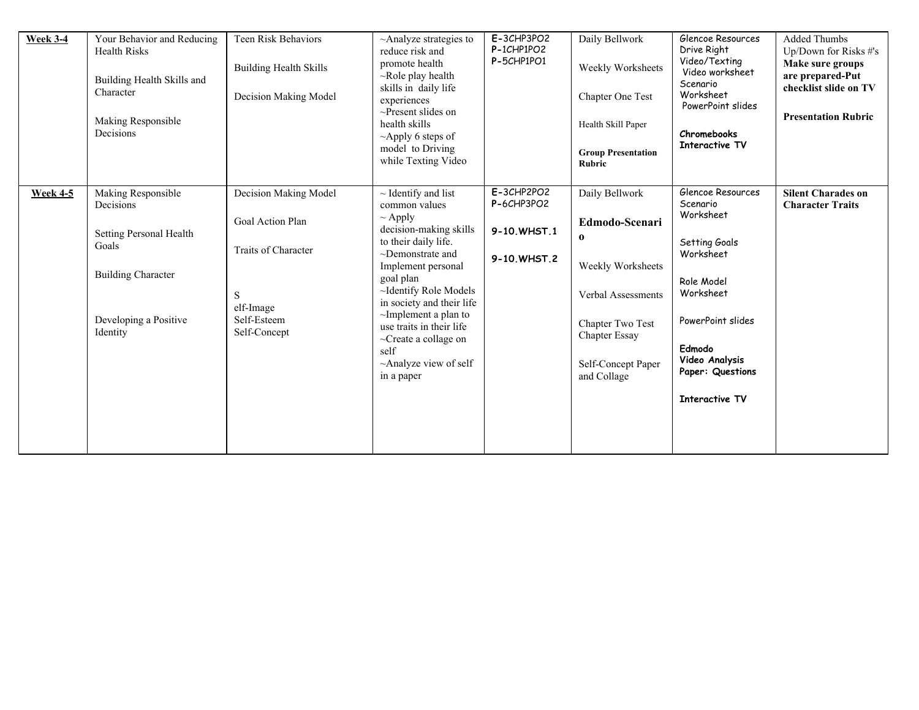| **Week 3-4** | Your Behavior and Reducing Health Risks<br><br>Building Health Skills and Character<br><br>Making Responsible Decisions | Teen Risk Behaviors<br><br>Building Health Skills<br><br>Decision Making Model | ~Analyze strategies to reduce risk and promote health<br>~Role play health skills in daily life experiences<br>~Present slides on health skills<br>~Apply 6 steps of model to Driving while Texting Video | E-3CHP3PO2<br>P-1CHP1PO2<br>P-5CHP1PO1 | Daily Bellwork<br><br>Weekly Worksheets<br><br>Chapter One Test<br><br>Health Skill Paper<br><br>**Group Presentation Rubric** | Glencoe Resources<br>Drive Right Video/Texting Video worksheet<br>Scenario Worksheet<br>PowerPoint slides<br><br>**Chromebooks**<br>**Interactive TV** | Added Thumbs Up/Down for Risks #'s<br>**Make sure groups are prepared-Put checklist slide on TV**<br><br>**Presentation Rubric** |
|---|---|---|---|---|---|---|---|
| **Week 4-5** | Making Responsible Decisions<br><br>Setting Personal Health Goals<br><br>Building Character<br><br>Developing a Positive Identity | Decision Making Model<br><br>Goal Action Plan<br><br>Traits of Character<br><br>S<br>elf-Image<br>Self-Esteem<br>Self-Concept | ~ Identify and list common values<br>~ Apply decision-making skills to their daily life.<br>~Demonstrate and Implement personal goal plan<br>~Identify Role Models in society and their life<br>~Implement a plan to use traits in their life<br>~Create a collage on self<br>~Analyze view of self in a paper | E-3CHP2PO2<br>P-6CHP3PO2<br><br>**9-10.WHST.1**<br><br>**9-10.WHST.2** | Daily Bellwork<br><br>**Edmodo-Scenario**<br><br>Weekly Worksheets<br><br>Verbal Assessments<br><br>Chapter Two Test<br>Chapter Essay<br><br>Self-Concept Paper and Collage | Glencoe Resources<br>Scenario Worksheet<br><br>Setting Goals Worksheet<br><br>Role Model Worksheet<br><br>PowerPoint slides<br><br>**Edmodo**<br>**Video Analysis Paper: Questions**<br><br>**Interactive TV** | **Silent Charades on Character Traits** |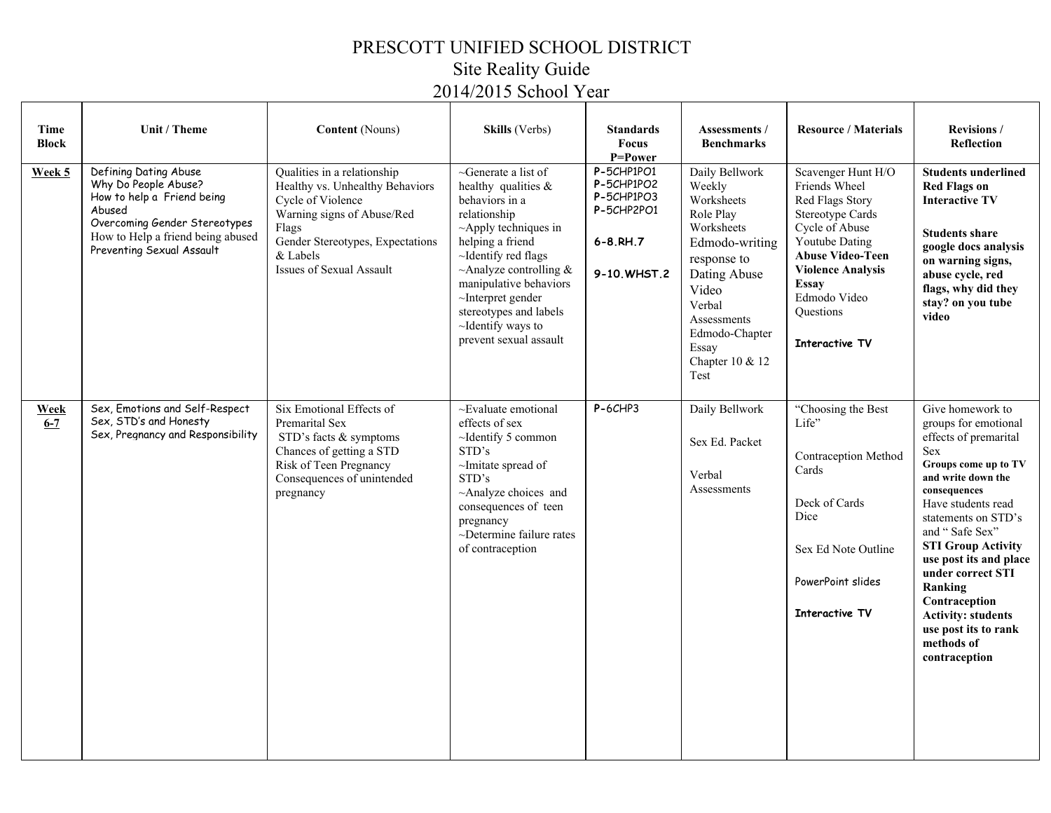# PRESCOTT UNIFIED SCHOOL DISTRICT
## Site Reality Guide
## 2014/2015 School Year

| Time Block | Unit / Theme | Content (Nouns) | Skills (Verbs) | Standards Focus P=Power | Assessments / Benchmarks | Resource / Materials | Revisions / Reflection |
|---|---|---|---|---|---|---|---|
| **Week 5** | Defining Dating Abuse<br>Why Do People Abuse?<br>How to help a Friend being Abused<br>Overcoming Gender Stereotypes<br>How to Help a friend being abused<br>Preventing Sexual Assault | Qualities in a relationship<br>Healthy vs. Unhealthy Behaviors<br>Cycle of Violence<br>Warning signs of Abuse/Red Flags<br>Gender Stereotypes, Expectations & Labels<br>Issues of Sexual Assault | ~Generate a list of healthy qualities & behaviors in a relationship<br>~Apply techniques in helping a friend<br>~Identify red flags<br>~Analyze controlling & manipulative behaviors<br>~Interpret gender stereotypes and labels<br>~Identify ways to prevent sexual assault | P-5CHP1PO1<br>P-5CHP1PO2<br>P-5CHP1PO3<br>P-5CHP2PO1<br><br>**6-8.RH.7**<br><br>**9-10.WHST.2** | Daily Bellwork<br>Weekly Worksheets<br>Role Play Worksheets<br>Edmodo-writing response to Dating Abuse Video<br>Verbal Assessments<br>Edmodo-Chapter Essay<br>Chapter 10 & 12 Test | Scavenger Hunt H/O<br>Friends Wheel<br>Red Flags Story<br>Stereotype Cards<br>Cycle of Abuse<br>Youtube Dating<br>**Abuse Video-Teen Violence Analysis Essay**<br>Edmodo Video Questions<br><br>**Interactive TV** | **Students underlined Red Flags on Interactive TV**<br><br>**Students share google docs analysis on warning signs, abuse cycle, red flags, why did they stay? on you tube video** |
| **Week 6-7** | Sex, Emotions and Self-Respect<br>Sex, STD's and Honesty<br>Sex, Pregnancy and Responsibility | Six Emotional Effects of Premarital Sex<br>STD's facts & symptoms<br>Chances of getting a STD<br>Risk of Teen Pregnancy<br>Consequences of unintended pregnancy | ~Evaluate emotional effects of sex<br>~Identify 5 common STD's<br>~Imitate spread of STD's<br>~Analyze choices and consequences of teen pregnancy<br>~Determine failure rates of contraception | P-6CHP3 | Daily Bellwork<br><br>Sex Ed. Packet<br><br>Verbal Assessments | "Choosing the Best Life"<br><br>Contraception Method Cards<br><br>Deck of Cards<br>Dice<br><br>Sex Ed Note Outline<br><br>PowerPoint slides<br><br>**Interactive TV** | Give homework to groups for emotional effects of premarital Sex<br>**Groups come up to TV and write down the consequences**<br>Have students read statements on STD's and " Safe Sex"<br>**STI Group Activity use post its and place under correct STI Ranking Contraception Activity: students use post its to rank methods of contraception** |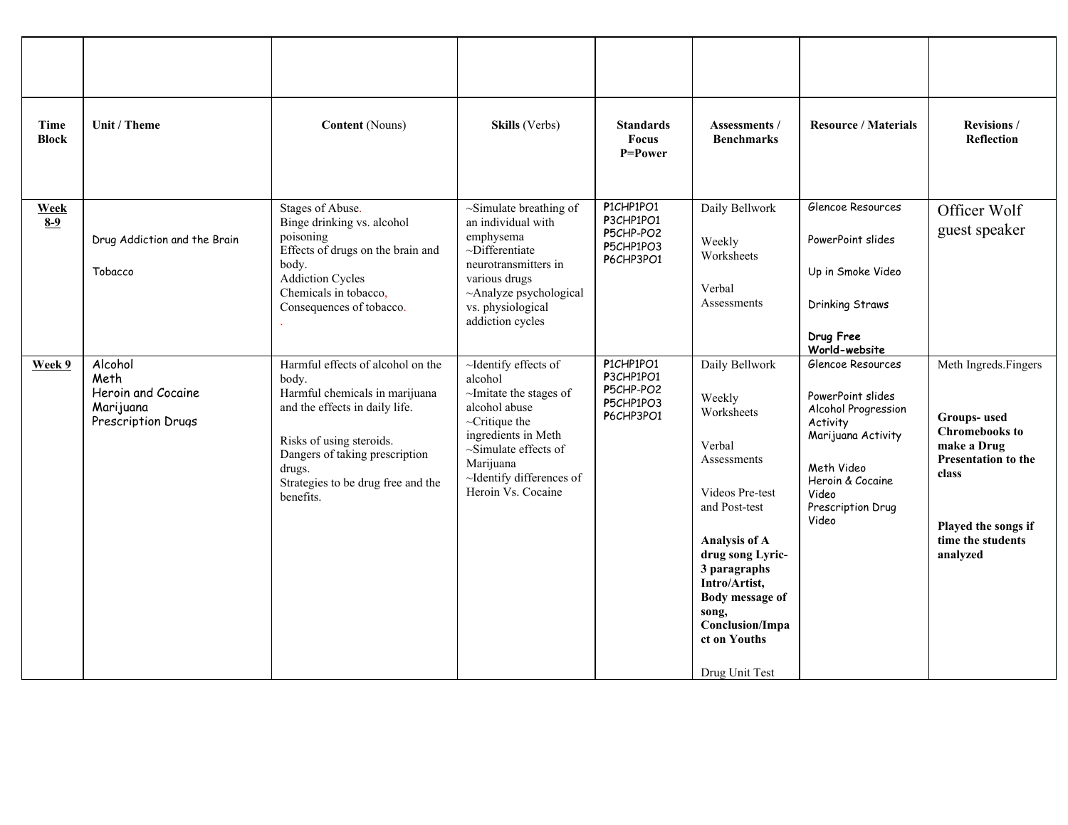| | | | | | | | |
|---|---|---|---|---|---|---|---|
| **Time Block** | **Unit / Theme** | **Content** (Nouns) | **Skills** (Verbs) | **Standards Focus P=Power** | **Assessments / Benchmarks** | **Resource / Materials** | **Revisions / Reflection** |
| **Week 8-9** | Drug Addiction and the Brain<br><br>Tobacco | Stages of Abuse.<br>Binge drinking vs. alcohol poisoning<br>Effects of drugs on the brain and body.<br>Addiction Cycles<br>Chemicals in tobacco,<br>Consequences of tobacco.<br>. | ~Simulate breathing of an individual with emphysema<br>~Differentiate neurotransmitters in various drugs<br>~Analyze psychological vs. physiological addiction cycles | P1CHP1PO1<br>P3CHP1PO1<br>P5CHP-PO2<br>P5CHP1PO3<br>P6CHP3PO1 | Daily Bellwork<br><br>Weekly Worksheets<br><br>Verbal Assessments | Glencoe Resources<br><br>PowerPoint slides<br><br>Up in Smoke Video<br><br>Drinking Straws<br><br>**Drug Free World-website** | Officer Wolf guest speaker |
| **Week 9** | Alcohol<br>Meth<br>Heroin and Cocaine<br>Marijuana<br>Prescription Drugs | Harmful effects of alcohol on the body.<br>Harmful chemicals in marijuana and the effects in daily life.<br><br>Risks of using steroids.<br>Dangers of taking prescription drugs.<br>Strategies to be drug free and the benefits. | ~Identify effects of alcohol<br>~Imitate the stages of alcohol abuse<br>~Critique the ingredients in Meth<br>~Simulate effects of Marijuana<br>~Identify differences of Heroin Vs. Cocaine | P1CHP1PO1<br>P3CHP1PO1<br>P5CHP-PO2<br>P5CHP1PO3<br>P6CHP3PO1 | Daily Bellwork<br><br>Weekly Worksheets<br><br>Verbal Assessments<br><br>Videos Pre-test and Post-test<br><br>**Analysis of A drug song Lyric- 3 paragraphs Intro/Artist, Body message of song, Conclusion/Impact on Youths**<br><br>Drug Unit Test | Glencoe Resources<br><br>PowerPoint slides<br>Alcohol Progression Activity<br>Marijuana Activity<br><br>Meth Video<br>Heroin & Cocaine Video<br>Prescription Drug Video | Meth Ingreds.Fingers<br><br>**Groups- used Chromebooks to make a Drug Presentation to the class**<br><br>**Played the songs if time the students analyzed** |